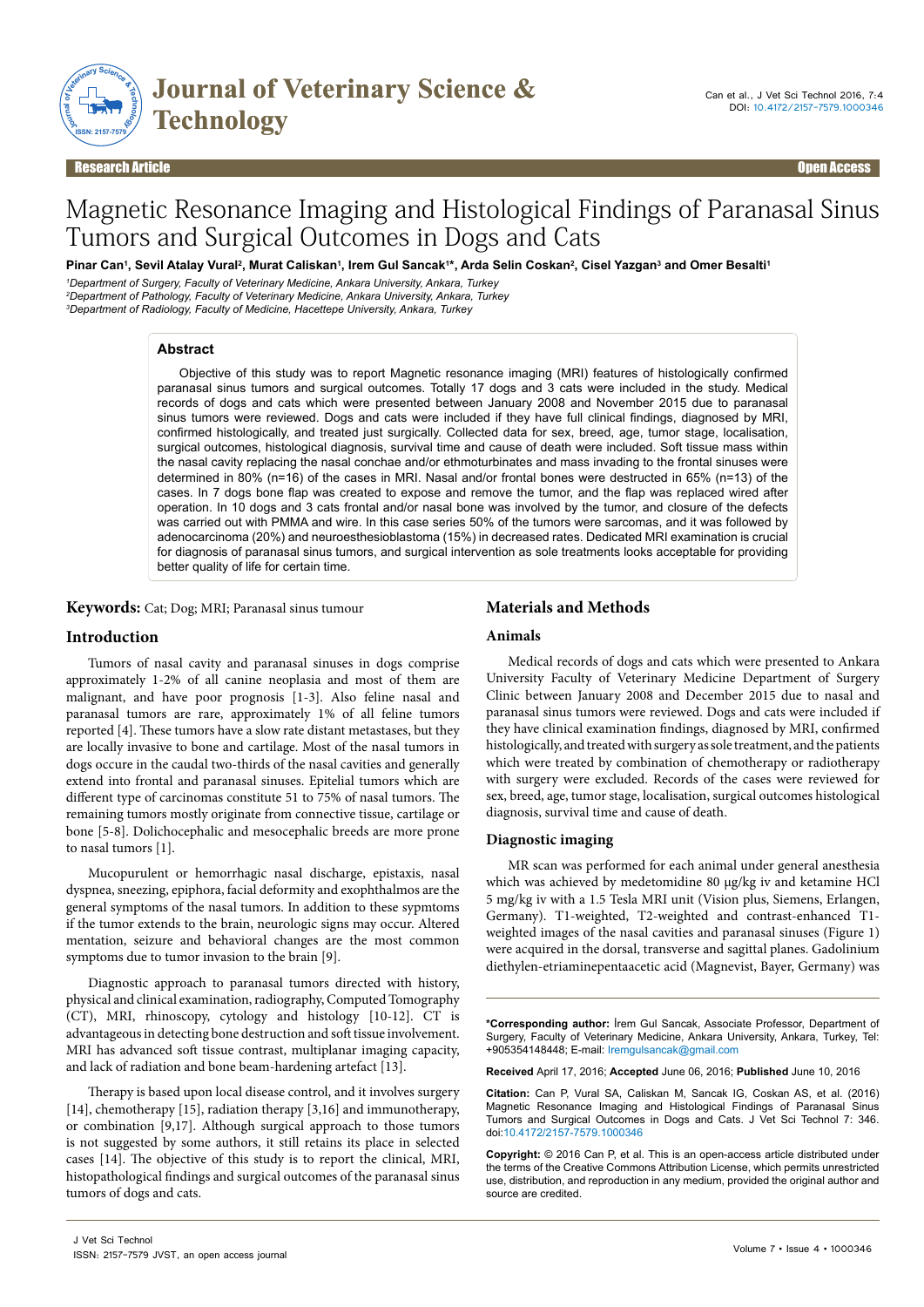# Magnetic Resonance Imaging and Histological Findings of Paranasal Sinus Tumors and Surgical Outcomes in Dogs and Cats

**Pinar Can[1], Sevil Atalay Vural[2], Murat Caliskan[1], Irem Gul Sancak[1]*, Arda Selin Coskan[2], Cisel Yazgan[3] and Omer Besalti[1]**

*[1]Department of Surgery, Faculty of Veterinary Medicine, Ankara University, Ankara, Turkey*
*[2]Department of Pathology, Faculty of Veterinary Medicine, Ankara University, Ankara, Turkey*
*[3]Department of Radiology, Faculty of Medicine, Hacettepe University, Ankara, Turkey*

## Abstract

Objective of this study was to report Magnetic resonance imaging (MRI) features of histologically confirmed paranasal sinus tumors and surgical outcomes. Totally 17 dogs and 3 cats were included in the study. Medical records of dogs and cats which were presented between January 2008 and November 2015 due to paranasal sinus tumors were reviewed. Dogs and cats were included if they have full clinical findings, diagnosed by MRI, confirmed histologically, and treated just surgically. Collected data for sex, breed, age, tumor stage, localisation, surgical outcomes, histological diagnosis, survival time and cause of death were included. Soft tissue mass within the nasal cavity replacing the nasal conchae and/or ethmoturbinates and mass invading to the frontal sinuses were determined in 80% (n=16) of the cases in MRI. Nasal and/or frontal bones were destructed in 65% (n=13) of the cases. In 7 dogs bone flap was created to expose and remove the tumor, and the flap was replaced wired after operation. In 10 dogs and 3 cats frontal and/or nasal bone was involved by the tumor, and closure of the defects was carried out with PMMA and wire. In this case series 50% of the tumors were sarcomas, and it was followed by adenocarcinoma (20%) and neuroesthesioblastoma (15%) in decreased rates. Dedicated MRI examination is crucial for diagnosis of paranasal sinus tumors, and surgical intervention as sole treatments looks acceptable for providing better quality of life for certain time.

**Keywords:** Cat; Dog; MRI; Paranasal sinus tumour

## Introduction

Tumors of nasal cavity and paranasal sinuses in dogs comprise approximately 1-2% of all canine neoplasia and most of them are malignant, and have poor prognosis [1-3]. Also feline nasal and paranasal tumors are rare, approximately 1% of all feline tumors reported [4]. These tumors have a slow rate distant metastases, but they are locally invasive to bone and cartilage. Most of the nasal tumors in dogs occure in the caudal two-thirds of the nasal cavities and generally extend into frontal and paranasal sinuses. Epitelial tumors which are different type of carcinomas constitute 51 to 75% of nasal tumors. The remaining tumors mostly originate from connective tissue, cartilage or bone [5-8]. Dolichocephalic and mesocephalic breeds are more prone to nasal tumors [1].

Mucopurulent or hemorrhagic nasal discharge, epistaxis, nasal dyspnea, sneezing, epiphora, facial deformity and exophthalmos are the general symptoms of the nasal tumors. In addition to these sypmtoms if the tumor extends to the brain, neurologic signs may occur. Altered mentation, seizure and behavioral changes are the most common symptoms due to tumor invasion to the brain [9].

Diagnostic approach to paranasal tumors directed with history, physical and clinical examination, radiography, Computed Tomography (CT), MRI, rhinoscopy, cytology and histology [10-12]. CT is advantageous in detecting bone destruction and soft tissue involvement. MRI has advanced soft tissue contrast, multiplanar imaging capacity, and lack of radiation and bone beam-hardening artefact [13].

Therapy is based upon local disease control, and it involves surgery [14], chemotherapy [15], radiation therapy [3,16] and immunotherapy, or combination [9,17]. Although surgical approach to those tumors is not suggested by some authors, it still retains its place in selected cases [14]. The objective of this study is to report the clinical, MRI, histopathological findings and surgical outcomes of the paranasal sinus tumors of dogs and cats.

## Materials and Methods

### Animals

Medical records of dogs and cats which were presented to Ankara University Faculty of Veterinary Medicine Department of Surgery Clinic between January 2008 and December 2015 due to nasal and paranasal sinus tumors were reviewed. Dogs and cats were included if they have clinical examination findings, diagnosed by MRI, confirmed histologically, and treated with surgery as sole treatment, and the patients which were treated by combination of chemotherapy or radiotherapy with surgery were excluded. Records of the cases were reviewed for sex, breed, age, tumor stage, localisation, surgical outcomes histological diagnosis, survival time and cause of death.

### Diagnostic imaging

MR scan was performed for each animal under general anesthesia which was achieved by medetomidine 80 μg/kg iv and ketamine HCl 5 mg/kg iv with a 1.5 Tesla MRI unit (Vision plus, Siemens, Erlangen, Germany). T1-weighted, T2-weighted and contrast-enhanced T1-weighted images of the nasal cavities and paranasal sinuses (Figure 1) were acquired in the dorsal, transverse and sagittal planes. Gadolinium diethylen-etriaminepentaacetic acid (Magnevist, Bayer, Germany) was

---

**\*Corresponding author:** İrem Gul Sancak, Associate Professor, Department of Surgery, Faculty of Veterinary Medicine, Ankara University, Ankara, Turkey, Tel: +905354148448; E-mail: Iremgulsancak@gmail.com

**Received** April 17, 2016; **Accepted** June 06, 2016; **Published** June 10, 2016

**Citation:** Can P, Vural SA, Caliskan M, Sancak IG, Coskan AS, et al. (2016) Magnetic Resonance Imaging and Histological Findings of Paranasal Sinus Tumors and Surgical Outcomes in Dogs and Cats. J Vet Sci Technol 7: 346. doi:10.4172/2157-7579.1000346

**Copyright:** © 2016 Can P, et al. This is an open-access article distributed under the terms of the Creative Commons Attribution License, which permits unrestricted use, distribution, and reproduction in any medium, provided the original author and source are credited.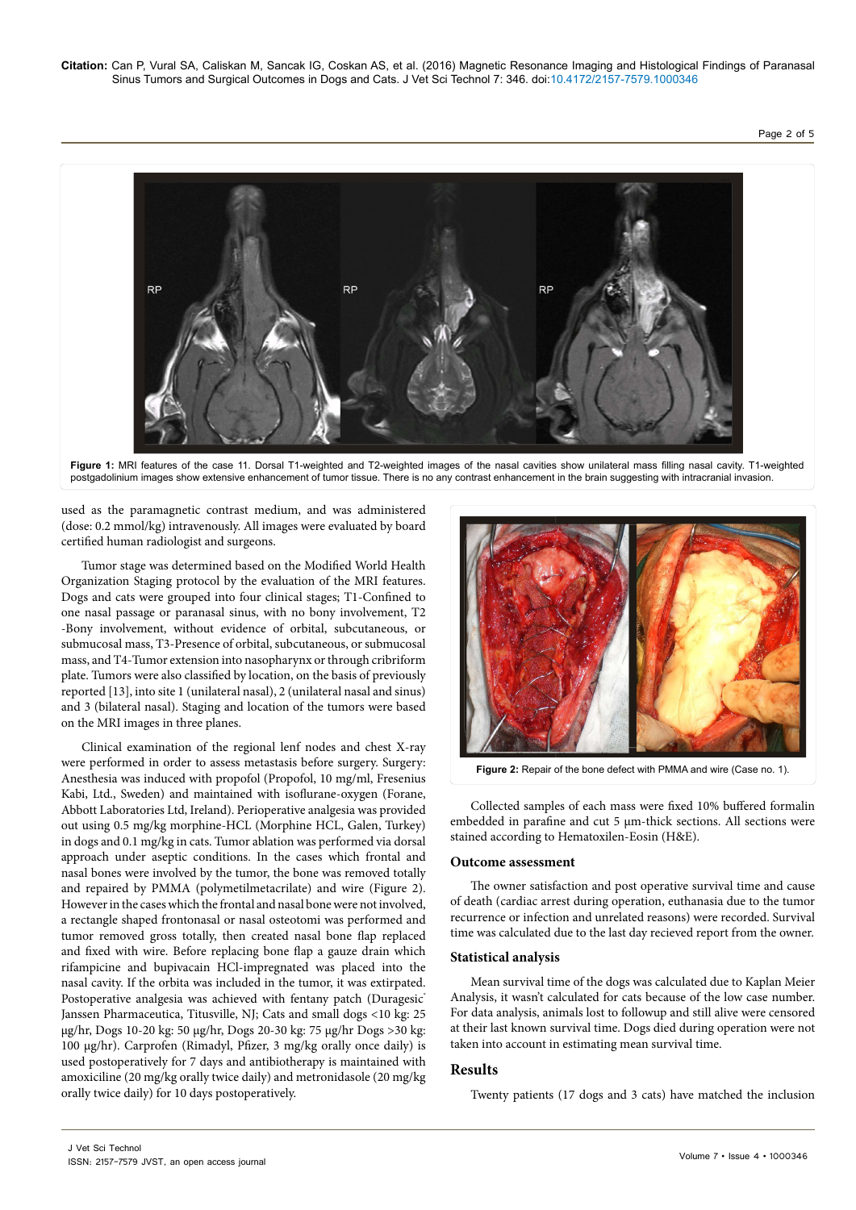Figure 1: MRI features of the case 11. Dorsal T1-weighted and T2-weighted images of the nasal cavities show unilateral mass filling nasal cavity. T1-weighted postgadolinium images show extensive enhancement of tumor tissue. There is no any contrast enhancement in the brain suggesting with intracranial invasion.

used as the paramagnetic contrast medium, and was administered (dose: 0.2 mmol/kg) intravenously. All images were evaluated by board certified human radiologist and surgeons.

Tumor stage was determined based on the Modified World Health Organization Staging protocol by the evaluation of the MRI features. Dogs and cats were grouped into four clinical stages; T1-Confined to one nasal passage or paranasal sinus, with no bony involvement, T2 -Bony involvement, without evidence of orbital, subcutaneous, or submucosal mass, T3-Presence of orbital, subcutaneous, or submucosal mass, and T4-Tumor extension into nasopharynx or through cribriform plate. Tumors were also classified by location, on the basis of previously reported [13], into site 1 (unilateral nasal), 2 (unilateral nasal and sinus) and 3 (bilateral nasal). Staging and location of the tumors were based on the MRI images in three planes.

Clinical examination of the regional lenf nodes and chest X-ray were performed in order to assess metastasis before surgery. Surgery: Anesthesia was induced with propofol (Propofol, 10 mg/ml, Fresenius Kabi, Ltd., Sweden) and maintained with isoflurane-oxygen (Forane, Abbott Laboratories Ltd, Ireland). Perioperative analgesia was provided out using 0.5 mg/kg morphine-HCL (Morphine HCL, Galen, Turkey) in dogs and 0.1 mg/kg in cats. Tumor ablation was performed via dorsal approach under aseptic conditions. In the cases which frontal and nasal bones were involved by the tumor, the bone was removed totally and repaired by PMMA (polymetilmetacrilate) and wire (Figure 2). However in the cases which the frontal and nasal bone were not involved, a rectangle shaped frontonasal or nasal osteotomi was performed and tumor removed gross totally, then created nasal bone flap replaced and fixed with wire. Before replacing bone flap a gauze drain which rifampicine and bupivacain HCl-impregnated was placed into the nasal cavity. If the orbita was included in the tumor, it was extirpated. Postoperative analgesia was achieved with fentany patch (Duragesic® Janssen Pharmaceutica, Titusville, NJ; Cats and small dogs <10 kg: 25 µg/hr, Dogs 10-20 kg: 50 µg/hr, Dogs 20-30 kg: 75 µg/hr Dogs >30 kg: 100 µg/hr). Carprofen (Rimadyl, Pfizer, 3 mg/kg orally once daily) is used postoperatively for 7 days and antibiotherapy is maintained with amoxiciline (20 mg/kg orally twice daily) and metronidasole (20 mg/kg orally twice daily) for 10 days postoperatively.

Figure 2: Repair of the bone defect with PMMA and wire (Case no. 1).

Collected samples of each mass were fixed 10% buffered formalin embedded in parafine and cut 5 µm-thick sections. All sections were stained according to Hematoxilen-Eosin (H&E).

## Outcome assessment

The owner satisfaction and post operative survival time and cause of death (cardiac arrest during operation, euthanasia due to the tumor recurrence or infection and unrelated reasons) were recorded. Survival time was calculated due to the last day recieved report from the owner.

## Statistical analysis

Mean survival time of the dogs was calculated due to Kaplan Meier Analysis, it wasn't calculated for cats because of the low case number. For data analysis, animals lost to followup and still alive were censored at their last known survival time. Dogs died during operation were not taken into account in estimating mean survival time.

## Results

Twenty patients (17 dogs and 3 cats) have matched the inclusion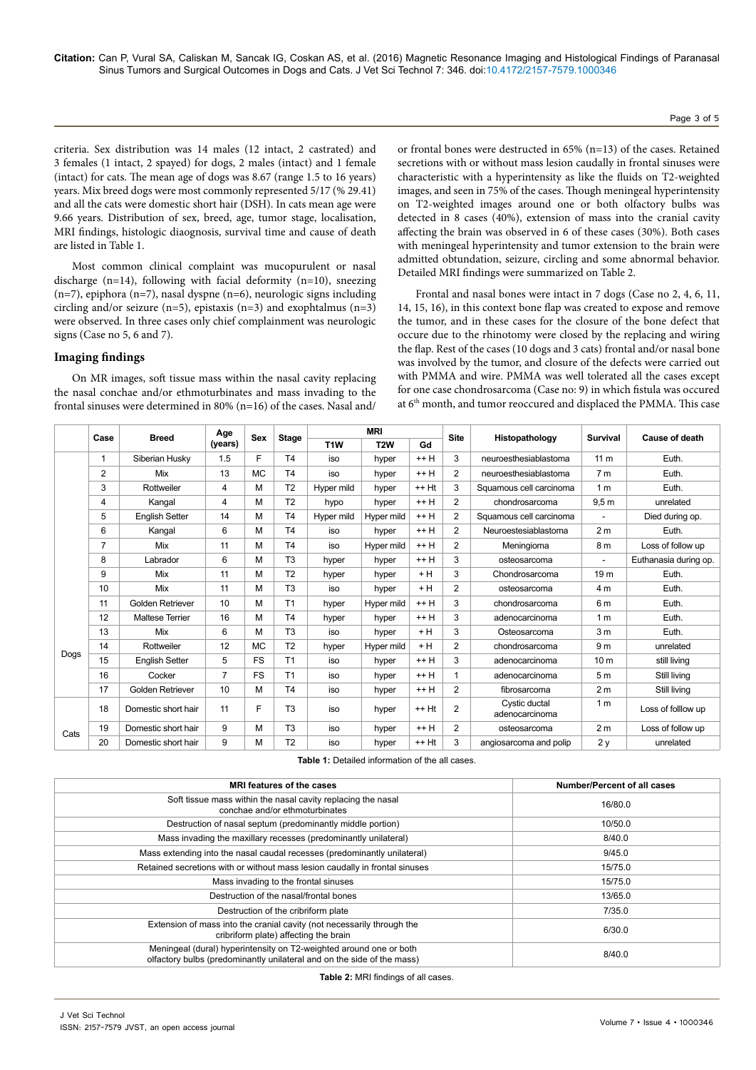criteria. Sex distribution was 14 males (12 intact, 2 castrated) and 3 females (1 intact, 2 spayed) for dogs, 2 males (intact) and 1 female (intact) for cats. The mean age of dogs was 8.67 (range 1.5 to 16 years) years. Mix breed dogs were most commonly represented 5/17 (% 29.41) and all the cats were domestic short hair (DSH). In cats mean age were 9.66 years. Distribution of sex, breed, age, tumor stage, localisation, MRI findings, histologic diagnosis, survival time and cause of death are listed in Table 1.

Most common clinical complaint was mucopurulent or nasal discharge (n=14), following with facial deformity (n=10), sneezing (n=7), epiphora (n=7), nasal dyspne (n=6), neurologic signs including circling and/or seizure (n=5), epistaxis (n=3) and exophtalmus (n=3) were observed. In three cases only chief complainment was neurologic signs (Case no 5, 6 and 7).

## Imaging findings

On MR images, soft tissue mass within the nasal cavity replacing the nasal conchae and/or ethmoturbinates and mass invading to the frontal sinuses were determined in 80% (n=16) of the cases. Nasal and/or frontal bones were destructed in 65% (n=13) of the cases. Retained secretions with or without mass lesion caudally in frontal sinuses were characteristic with a hyperintensity as like the fluids on T2-weighted images, and seen in 75% of the cases. Though meningeal hyperintensity on T2-weighted images around one or both olfactory bulbs was detected in 8 cases (40%), extension of mass into the cranial cavity affecting the brain was observed in 6 of these cases (30%). Both cases with meningeal hyperintensity and tumor extension to the brain were admitted obtundation, seizure, circling and some abnormal behavior. Detailed MRI findings were summarized on Table 2.

Frontal and nasal bones were intact in 7 dogs (Case no 2, 4, 6, 11, 14, 15, 16), in this context bone flap was created to expose and remove the tumor, and in these cases for the closure of the bone defect that occure due to the rhinotomy were closed by the replacing and wiring the flap. Rest of the cases (10 dogs and 3 cats) frontal and/or nasal bone was involved by the tumor, and closure of the defects were carried out with PMMA and wire. PMMA was well tolerated all the cases except for one case chondrosarcoma (Case no: 9) in which fistula was occured at 6th month, and tumor reoccured and displaced the PMMA. This case

| | Case | Breed | Age (years) | Sex | Stage | MRI | | | Site | Histopathology | Survival | Cause of death |
|---|---|---|---|---|---|---|---|---|---|---|---|---|
| | | | | | | T1W | T2W | Gd | | | | |
| Dogs | 1 | Siberian Husky | 1.5 | F | T4 | iso | hyper | ++ H | 3 | neuroesthesiablastoma | 11 m | Euth. |
| | 2 | Mix | 13 | MC | T4 | iso | hyper | ++ H | 2 | neuroesthesiablastoma | 7 m | Euth. |
| | 3 | Rottweiler | 4 | M | T2 | Hyper mild | hyper | ++ Ht | 3 | Squamous cell carcinoma | 1 m | Euth. |
| | 4 | Kangal | 4 | M | T2 | hypo | hyper | ++ H | 2 | chondrosarcoma | 9,5 m | unrelated |
| | 5 | English Setter | 14 | M | T4 | Hyper mild | Hyper mild | ++ H | 2 | Squamous cell carcinoma | - | Died during op. |
| | 6 | Kangal | 6 | M | T4 | iso | hyper | ++ H | 2 | Neuroestesiablastoma | 2 m | Euth. |
| | 7 | Mix | 11 | M | T4 | iso | Hyper mild | ++ H | 2 | Meningioma | 8 m | Loss of follow up |
| | 8 | Labrador | 6 | M | T3 | hyper | hyper | ++ H | 3 | osteosarcoma | - | Euthanasia during op. |
| | 9 | Mix | 11 | M | T2 | hyper | hyper | + H | 3 | Chondrosarcoma | 19 m | Euth. |
| | 10 | Mix | 11 | M | T3 | iso | hyper | + H | 2 | osteosarcoma | 4 m | Euth. |
| | 11 | Golden Retriever | 10 | M | T1 | hyper | Hyper mild | ++ H | 3 | chondrosarcoma | 6 m | Euth. |
| | 12 | Maltese Terrier | 16 | M | T4 | hyper | hyper | ++ H | 3 | adenocarcinoma | 1 m | Euth. |
| | 13 | Mix | 6 | M | T3 | iso | hyper | + H | 3 | Osteosarcoma | 3 m | Euth. |
| | 14 | Rottweiler | 12 | MC | T2 | hyper | Hyper mild | + H | 2 | chondrosarcoma | 9 m | unrelated |
| | 15 | English Setter | 5 | FS | T1 | iso | hyper | ++ H | 3 | adenocarcinoma | 10 m | still living |
| | 16 | Cocker | 7 | FS | T1 | iso | hyper | ++ H | 1 | adenocarcinoma | 5 m | Still living |
| | 17 | Golden Retriever | 10 | M | T4 | iso | hyper | ++ H | 2 | fibrosarcoma | 2 m | Still living |
| Cats | 18 | Domestic short hair | 11 | F | T3 | iso | hyper | ++ Ht | 2 | Cystic ductal adenocarcinoma | 1 m | Loss of folllow up |
| | 19 | Domestic short hair | 9 | M | T3 | iso | hyper | ++ H | 2 | osteosarcoma | 2 m | Loss of follow up |
| | 20 | Domestic short hair | 9 | M | T2 | iso | hyper | ++ Ht | 3 | angiosarcoma and polip | 2 y | unrelated |

**Table 1:** Detailed information of the all cases.

| MRI features of the cases | Number/Percent of all cases |
|---|---|
| Soft tissue mass within the nasal cavity replacing the nasal conchae and/or ethmoturbinates | 16/80.0 |
| Destruction of nasal septum (predominantly middle portion) | 10/50.0 |
| Mass invading the maxillary recesses (predominantly unilateral) | 8/40.0 |
| Mass extending into the nasal caudal recesses (predominantly unilateral) | 9/45.0 |
| Retained secretions with or without mass lesion caudally in frontal sinuses | 15/75.0 |
| Mass invading to the frontal sinuses | 15/75.0 |
| Destruction of the nasal/frontal bones | 13/65.0 |
| Destruction of the cribriform plate | 7/35.0 |
| Extension of mass into the cranial cavity (not necessarily through the cribriform plate) affecting the brain | 6/30.0 |
| Meningeal (dural) hyperintensity on T2-weighted around one or both olfactory bulbs (predominantly unilateral and on the side of the mass) | 8/40.0 |

**Table 2:** MRI findings of all cases.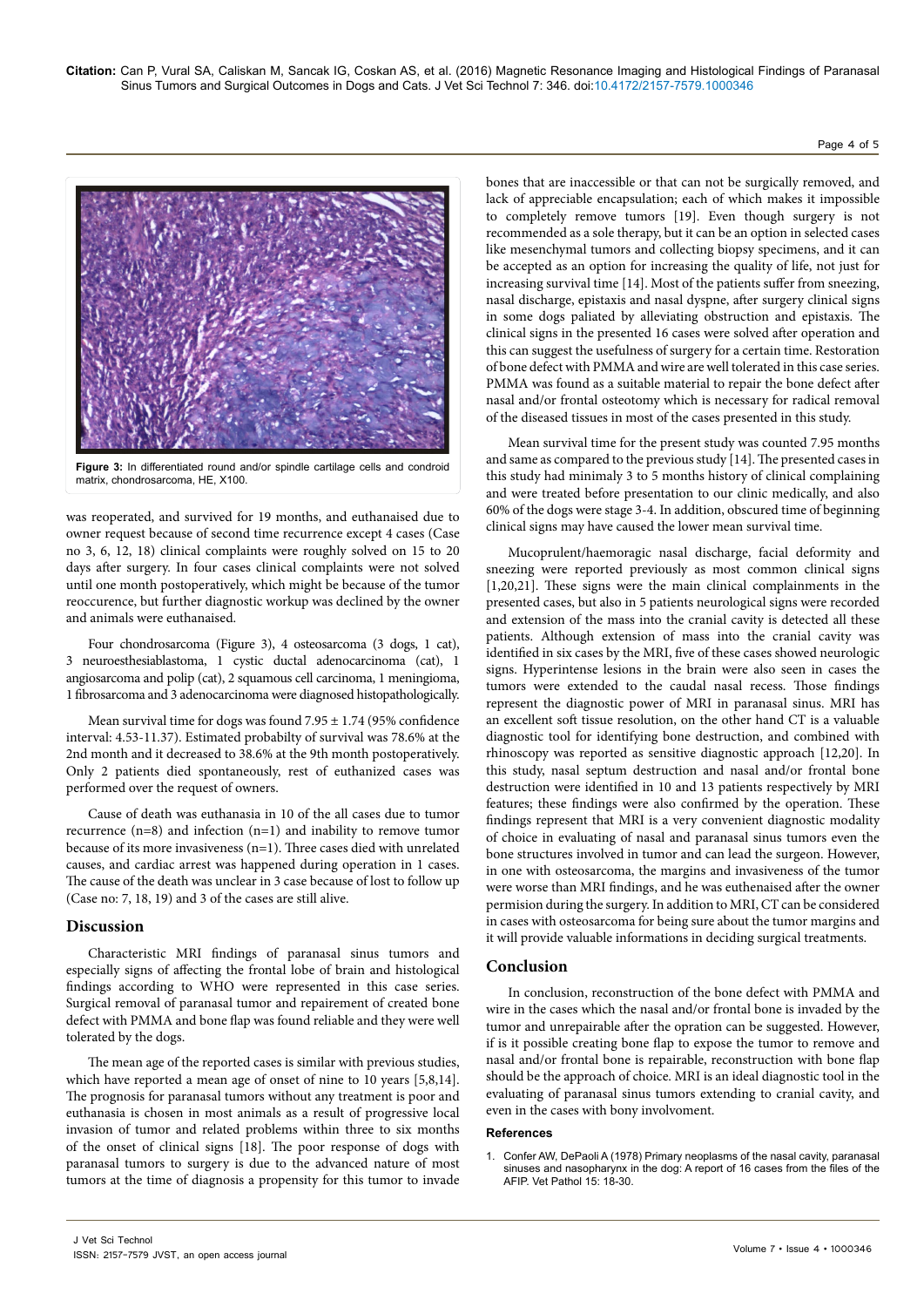Figure 3: In differentiated round and/or spindle cartilage cells and condroid matrix, chondrosarcoma, HE, X100.

was reoperated, and survived for 19 months, and euthanaised due to owner request because of second time recurrence except 4 cases (Case no 3, 6, 12, 18) clinical complaints were roughly solved on 15 to 20 days after surgery. In four cases clinical complaints were not solved until one month postoperatively, which might be because of the tumor reoccurence, but further diagnostic workup was declined by the owner and animals were euthanaised.

Four chondrosarcoma (Figure 3), 4 osteosarcoma (3 dogs, 1 cat), 3 neuroesthesiablastoma, 1 cystic ductal adenocarcinoma (cat), 1 angiosarcoma and polip (cat), 2 squamous cell carcinoma, 1 meningioma, 1 fibrosarcoma and 3 adenocarcinoma were diagnosed histopathologically.

Mean survival time for dogs was found 7.95 ± 1.74 (95% confidence interval: 4.53-11.37). Estimated probabilty of survival was 78.6% at the 2nd month and it decreased to 38.6% at the 9th month postoperatively. Only 2 patients died spontaneously, rest of euthanized cases was performed over the request of owners.

Cause of death was euthanasia in 10 of the all cases due to tumor recurrence (n=8) and infection (n=1) and inability to remove tumor because of its more invasiveness (n=1). Three cases died with unrelated causes, and cardiac arrest was happened during operation in 1 cases. The cause of the death was unclear in 3 case because of lost to follow up (Case no: 7, 18, 19) and 3 of the cases are still alive.

## Discussion

Characteristic MRI findings of paranasal sinus tumors and especially signs of affecting the frontal lobe of brain and histological findings according to WHO were represented in this case series. Surgical removal of paranasal tumor and repairement of created bone defect with PMMA and bone flap was found reliable and they were well tolerated by the dogs.

The mean age of the reported cases is similar with previous studies, which have reported a mean age of onset of nine to 10 years [5,8,14]. The prognosis for paranasal tumors without any treatment is poor and euthanasia is chosen in most animals as a result of progressive local invasion of tumor and related problems within three to six months of the onset of clinical signs [18]. The poor response of dogs with paranasal tumors to surgery is due to the advanced nature of most tumors at the time of diagnosis a propensity for this tumor to invade bones that are inaccessible or that can not be surgically removed, and lack of appreciable encapsulation; each of which makes it impossible to completely remove tumors [19]. Even though surgery is not recommended as a sole therapy, but it can be an option in selected cases like mesenchymal tumors and collecting biopsy specimens, and it can be accepted as an option for increasing the quality of life, not just for increasing survival time [14]. Most of the patients suffer from sneezing, nasal discharge, epistaxis and nasal dyspne, after surgery clinical signs in some dogs paliated by alleviating obstruction and epistaxis. The clinical signs in the presented 16 cases were solved after operation and this can suggest the usefulness of surgery for a certain time. Restoration of bone defect with PMMA and wire are well tolerated in this case series. PMMA was found as a suitable material to repair the bone defect after nasal and/or frontal osteotomy which is necessary for radical removal of the diseased tissues in most of the cases presented in this study.

Mean survival time for the present study was counted 7.95 months and same as compared to the previous study [14]. The presented cases in this study had minimaly 3 to 5 months history of clinical complaining and were treated before presentation to our clinic medically, and also 60% of the dogs were stage 3-4. In addition, obscured time of beginning clinical signs may have caused the lower mean survival time.

Mucoprulent/haemoragic nasal discharge, facial deformity and sneezing were reported previously as most common clinical signs [1,20,21]. These signs were the main clinical complainments in the presented cases, but also in 5 patients neurological signs were recorded and extension of the mass into the cranial cavity is detected all these patients. Although extension of mass into the cranial cavity was identified in six cases by the MRI, five of these cases showed neurologic signs. Hyperintense lesions in the brain were also seen in cases the tumors were extended to the caudal nasal recess. Those findings represent the diagnostic power of MRI in paranasal sinus. MRI has an excellent soft tissue resolution, on the other hand CT is a valuable diagnostic tool for identifying bone destruction, and combined with rhinoscopy was reported as sensitive diagnostic approach [12,20]. In this study, nasal septum destruction and nasal and/or frontal bone destruction were identified in 10 and 13 patients respectively by MRI features; these findings were also confirmed by the operation. These findings represent that MRI is a very convenient diagnostic modality of choice in evaluating of nasal and paranasal sinus tumors even the bone structures involved in tumor and can lead the surgeon. However, in one with osteosarcoma, the margins and invasiveness of the tumor were worse than MRI findings, and he was euthanaised after the owner permision during the surgery. In addition to MRI, CT can be considered in cases with osteosarcoma for being sure about the tumor margins and it will provide valuable informations in deciding surgical treatments.

## Conclusion

In conclusion, reconstruction of the bone defect with PMMA and wire in the cases which the nasal and/or frontal bone is invaded by the tumor and unrepairable after the opration can be suggested. However, if is it possible creating bone flap to expose the tumor to remove and nasal and/or frontal bone is repairable, reconstruction with bone flap should be the approach of choice. MRI is an ideal diagnostic tool in the evaluating of paranasal sinus tumors extending to cranial cavity, and even in the cases with bony involvement.

### References

1. Confer AW, DePaoli A (1978) Primary neoplasms of the nasal cavity, paranasal sinuses and nasopharynx in the dog: A report of 16 cases from the files of the AFIP. Vet Pathol 15: 18-30.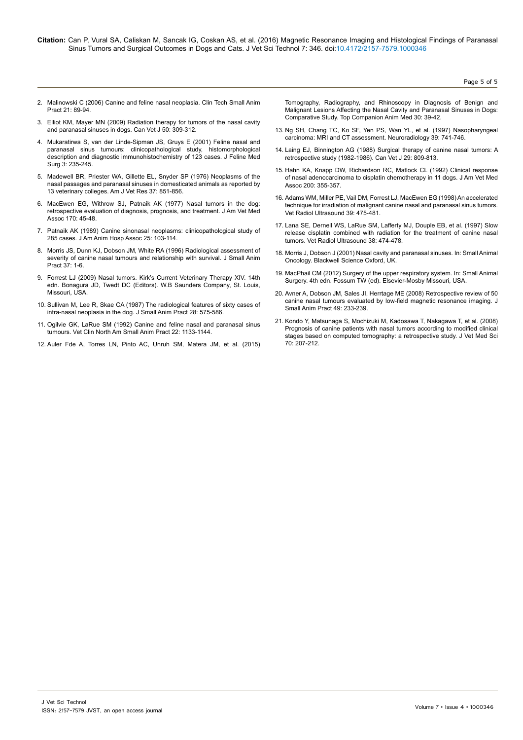2. Malinowski C (2006) Canine and feline nasal neoplasia. Clin Tech Small Anim Pract 21: 89-94.

3. Elliot KM, Mayer MN (2009) Radiation therapy for tumors of the nasal cavity and paranasal sinuses in dogs. Can Vet J 50: 309-312.

4. Mukaratirwa S, van der Linde-Sipman JS, Gruys E (2001) Feline nasal and paranasal sinus tumours: clinicopathological study, histomorphological description and diagnostic immunohistochemistry of 123 cases. J Feline Med Surg 3: 235-245.

5. Madewell BR, Priester WA, Gillette EL, Snyder SP (1976) Neoplasms of the nasal passages and paranasal sinuses in domesticated animals as reported by 13 veterinary colleges. Am J Vet Res 37: 851-856.

6. MacEwen EG, Withrow SJ, Patnaik AK (1977) Nasal tumors in the dog: retrospective evaluation of diagnosis, prognosis, and treatment. J Am Vet Med Assoc 170: 45-48.

7. Patnaik AK (1989) Canine sinonasal neoplasms: clinicopathological study of 285 cases. J Am Anim Hosp Assoc 25: 103-114.

8. Morris JS, Dunn KJ, Dobson JM, White RA (1996) Radiological assessment of severity of canine nasal tumours and relationship with survival. J Small Anim Pract 37: 1-6.

9. Forrest LJ (2009) Nasal tumors. Kirk's Current Veterinary Therapy XIV. 14th edn. Bonagura JD, Twedt DC (Editors). W.B Saunders Company, St. Louis, Missouri, USA.

10. Sullivan M, Lee R, Skae CA (1987) The radiological features of sixty cases of intra-nasal neoplasia in the dog. J Small Anim Pract 28: 575-586.

11. Ogilvie GK, LaRue SM (1992) Canine and feline nasal and paranasal sinus tumours. Vet Clin North Am Small Anim Pract 22: 1133-1144.

12. Auler Fde A, Torres LN, Pinto AC, Unruh SM, Matera JM, et al. (2015) Tomography, Radiography, and Rhinoscopy in Diagnosis of Benign and Malignant Lesions Affecting the Nasal Cavity and Paranasal Sinuses in Dogs: Comparative Study. Top Companion Anim Med 30: 39-42.

13. Ng SH, Chang TC, Ko SF, Yen PS, Wan YL, et al. (1997) Nasopharyngeal carcinoma: MRI and CT assessment. Neuroradiology 39: 741-746.

14. Laing EJ, Binnington AG (1988) Surgical therapy of canine nasal tumors: A retrospective study (1982-1986). Can Vet J 29: 809-813.

15. Hahn KA, Knapp DW, Richardson RC, Matlock CL (1992) Clinical response of nasal adenocarcinoma to cisplatin chemotherapy in 11 dogs. J Am Vet Med Assoc 200: 355-357.

16. Adams WM, Miller PE, Vail DM, Forrest LJ, MacEwen EG (1998) An accelerated technique for irradiation of malignant canine nasal and paranasal sinus tumors. Vet Radiol Ultrasound 39: 475-481.

17. Lana SE, Dernell WS, LaRue SM, Lafferty MJ, Douple EB, et al. (1997) Slow release cisplatin combined with radiation for the treatment of canine nasal tumors. Vet Radiol Ultrasound 38: 474-478.

18. Morris J, Dobson J (2001) Nasal cavity and paranasal sinuses. In: Small Animal Oncology. Blackwell Science Oxford, UK.

19. MacPhail CM (2012) Surgery of the upper respiratory system. In: Small Animal Surgery. 4th edn. Fossum TW (ed). Elsevier-Mosby Missouri, USA.

20. Avner A, Dobson JM, Sales JI, Herrtage ME (2008) Retrospective review of 50 canine nasal tumours evaluated by low-field magnetic resonance imaging. J Small Anim Pract 49: 233-239.

21. Kondo Y, Matsunaga S, Mochizuki M, Kadosawa T, Nakagawa T, et al. (2008) Prognosis of canine patients with nasal tumors according to modified clinical stages based on computed tomography: a retrospective study. J Vet Med Sci 70: 207-212.